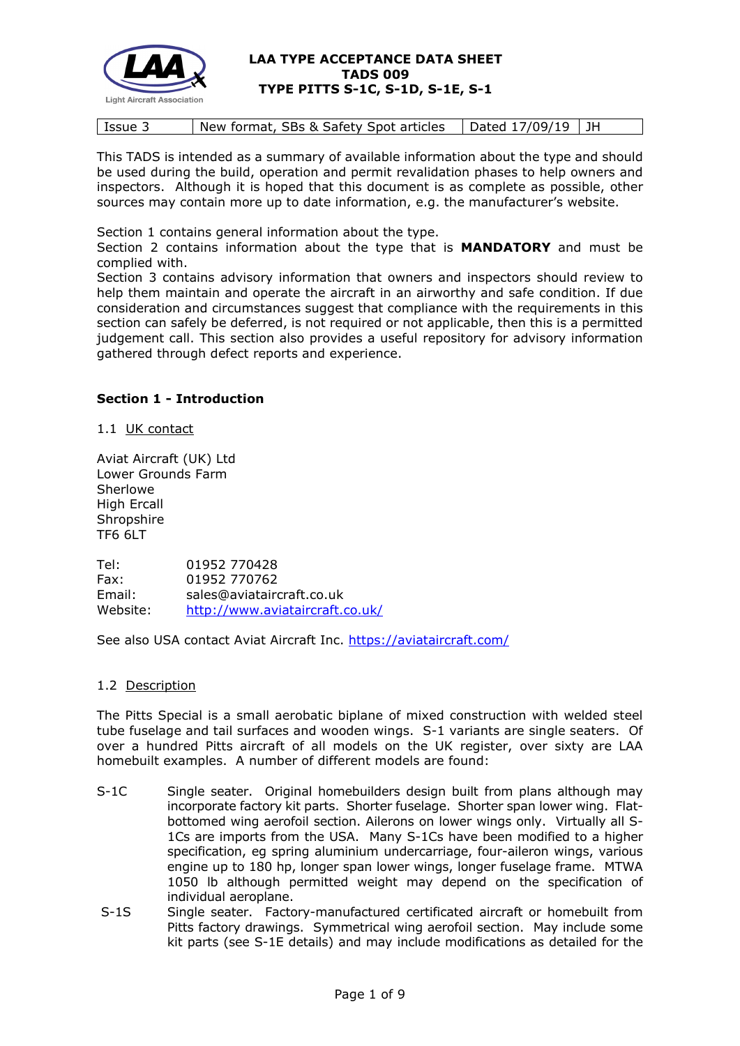# LAA TYPE ACCEPTANCE DATA SHEET
## TADS 009
## TYPE PITTS S-1C, S-1D, S-1E, S-1

| Issue 3 | New format, SBs & Safety Spot articles | Dated 17/09/19 | JH |
|---|---|---|---|

This TADS is intended as a summary of available information about the type and should be used during the build, operation and permit revalidation phases to help owners and inspectors. Although it is hoped that this document is as complete as possible, other sources may contain more up to date information, e.g. the manufacturer's website.

Section 1 contains general information about the type.
Section 2 contains information about the type that is **MANDATORY** and must be complied with.
Section 3 contains advisory information that owners and inspectors should review to help them maintain and operate the aircraft in an airworthy and safe condition. If due consideration and circumstances suggest that compliance with the requirements in this section can safely be deferred, is not required or not applicable, then this is a permitted judgement call. This section also provides a useful repository for advisory information gathered through defect reports and experience.

### Section 1 - Introduction

1.1 UK contact

Aviat Aircraft (UK) Ltd
Lower Grounds Farm
Sherlowe
High Ercall
Shropshire
TF6 6LT

Tel: 01952 770428
Fax: 01952 770762
Email: sales@aviataircraft.co.uk
Website: http://www.aviataircraft.co.uk/

See also USA contact Aviat Aircraft Inc. https://aviataircraft.com/

1.2 Description

The Pitts Special is a small aerobatic biplane of mixed construction with welded steel tube fuselage and tail surfaces and wooden wings. S-1 variants are single seaters. Of over a hundred Pitts aircraft of all models on the UK register, over sixty are LAA homebuilt examples. A number of different models are found:

S-1C Single seater. Original homebuilders design built from plans although may incorporate factory kit parts. Shorter fuselage. Shorter span lower wing. Flat-bottomed wing aerofoil section. Ailerons on lower wings only. Virtually all S-1Cs are imports from the USA. Many S-1Cs have been modified to a higher specification, eg spring aluminium undercarriage, four-aileron wings, various engine up to 180 hp, longer span lower wings, longer fuselage frame. MTWA 1050 lb although permitted weight may depend on the specification of individual aeroplane.

S-1S Single seater. Factory-manufactured certificated aircraft or homebuilt from Pitts factory drawings. Symmetrical wing aerofoil section. May include some kit parts (see S-1E details) and may include modifications as detailed for the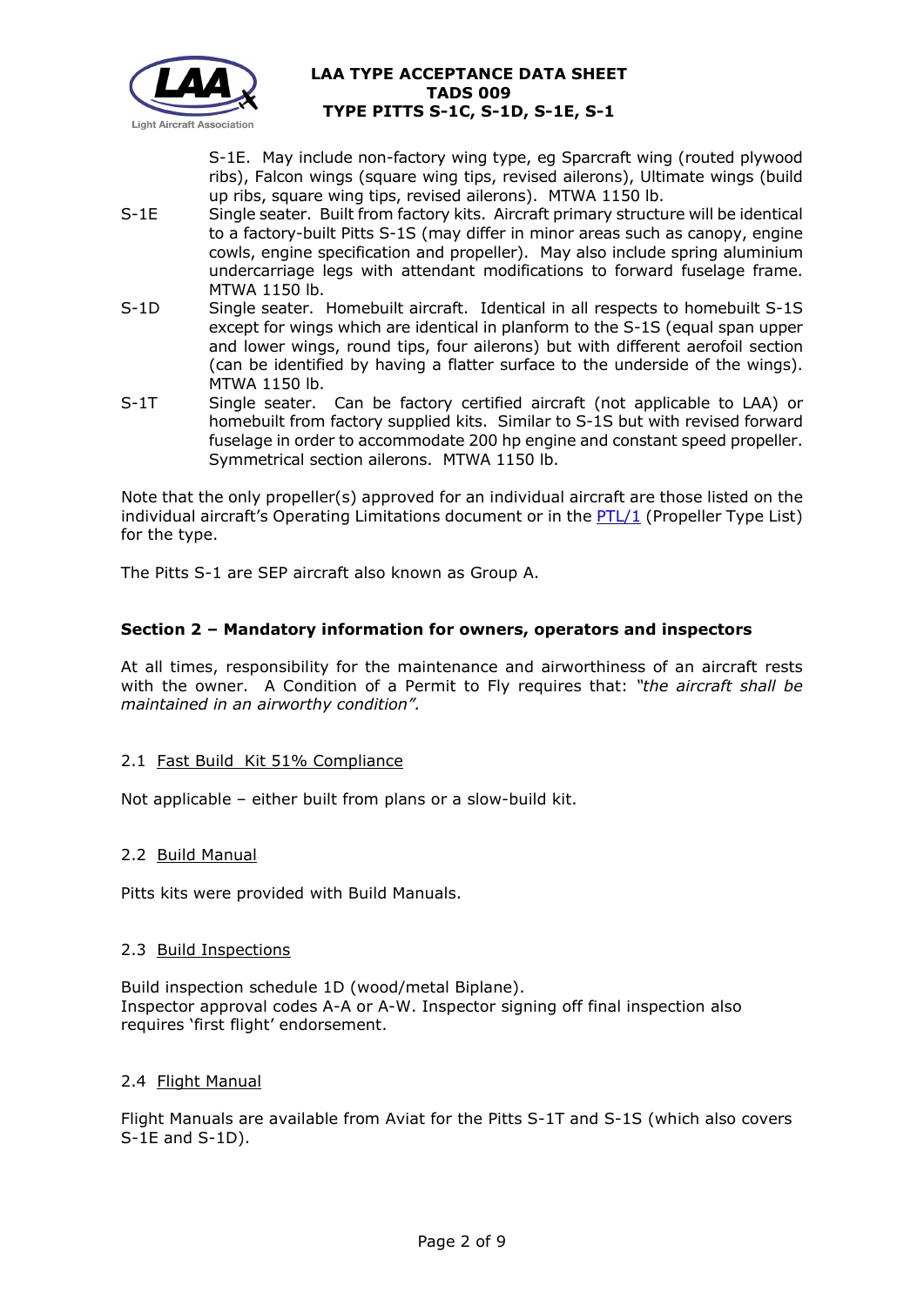S-1E. May include non-factory wing type, eg Sparcraft wing (routed plywood ribs), Falcon wings (square wing tips, revised ailerons), Ultimate wings (build up ribs, square wing tips, revised ailerons). MTWA 1150 lb.

S-1E Single seater. Built from factory kits. Aircraft primary structure will be identical to a factory-built Pitts S-1S (may differ in minor areas such as canopy, engine cowls, engine specification and propeller). May also include spring aluminium undercarriage legs with attendant modifications to forward fuselage frame. MTWA 1150 lb.

S-1D Single seater. Homebuilt aircraft. Identical in all respects to homebuilt S-1S except for wings which are identical in planform to the S-1S (equal span upper and lower wings, round tips, four ailerons) but with different aerofoil section (can be identified by having a flatter surface to the underside of the wings). MTWA 1150 lb.

S-1T Single seater. Can be factory certified aircraft (not applicable to LAA) or homebuilt from factory supplied kits. Similar to S-1S but with revised forward fuselage in order to accommodate 200 hp engine and constant speed propeller. Symmetrical section ailerons. MTWA 1150 lb.

Note that the only propeller(s) approved for an individual aircraft are those listed on the individual aircraft's Operating Limitations document or in the PTL/1 (Propeller Type List) for the type.

The Pitts S-1 are SEP aircraft also known as Group A.

## Section 2 – Mandatory information for owners, operators and inspectors

At all times, responsibility for the maintenance and airworthiness of an aircraft rests with the owner. A Condition of a Permit to Fly requires that: *"the aircraft shall be maintained in an airworthy condition".*

### 2.1 Fast Build Kit 51% Compliance

Not applicable – either built from plans or a slow-build kit.

### 2.2 Build Manual

Pitts kits were provided with Build Manuals.

### 2.3 Build Inspections

Build inspection schedule 1D (wood/metal Biplane).
Inspector approval codes A-A or A-W. Inspector signing off final inspection also requires 'first flight' endorsement.

### 2.4 Flight Manual

Flight Manuals are available from Aviat for the Pitts S-1T and S-1S (which also covers S-1E and S-1D).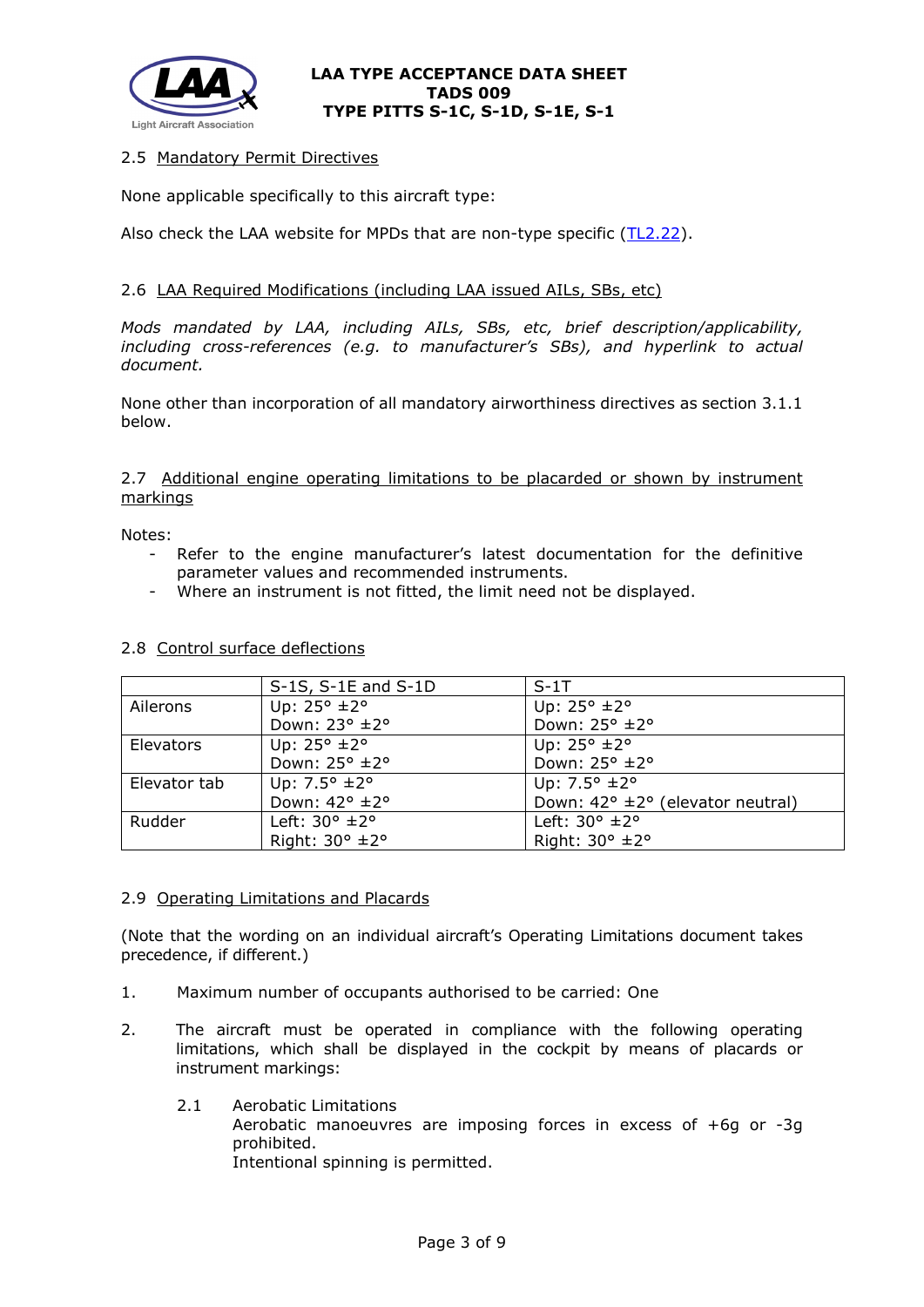## 2.5 Mandatory Permit Directives

None applicable specifically to this aircraft type:

Also check the LAA website for MPDs that are non-type specific (TL2.22).

## 2.6 LAA Required Modifications (including LAA issued AILs, SBs, etc)

*Mods mandated by LAA, including AILs, SBs, etc, brief description/applicability, including cross-references (e.g. to manufacturer's SBs), and hyperlink to actual document.*

None other than incorporation of all mandatory airworthiness directives as section 3.1.1 below.

## 2.7 Additional engine operating limitations to be placarded or shown by instrument markings

Notes:

- Refer to the engine manufacturer's latest documentation for the definitive parameter values and recommended instruments.
- Where an instrument is not fitted, the limit need not be displayed.

## 2.8 Control surface deflections

| | S-1S, S-1E and S-1D | S-1T |
|---|---|---|
| Ailerons | Up: 25° ±2°<br>Down: 23° ±2° | Up: 25° ±2°<br>Down: 25° ±2° |
| Elevators | Up: 25° ±2°<br>Down: 25° ±2° | Up: 25° ±2°<br>Down: 25° ±2° |
| Elevator tab | Up: 7.5° ±2°<br>Down: 42° ±2° | Up: 7.5° ±2°<br>Down: 42° ±2° (elevator neutral) |
| Rudder | Left: 30° ±2°<br>Right: 30° ±2° | Left: 30° ±2°<br>Right: 30° ±2° |

## 2.9 Operating Limitations and Placards

(Note that the wording on an individual aircraft's Operating Limitations document takes precedence, if different.)

1. Maximum number of occupants authorised to be carried: One

2. The aircraft must be operated in compliance with the following operating limitations, which shall be displayed in the cockpit by means of placards or instrument markings:

   2.1 Aerobatic Limitations
   Aerobatic manoeuvres are imposing forces in excess of +6g or -3g prohibited.
   Intentional spinning is permitted.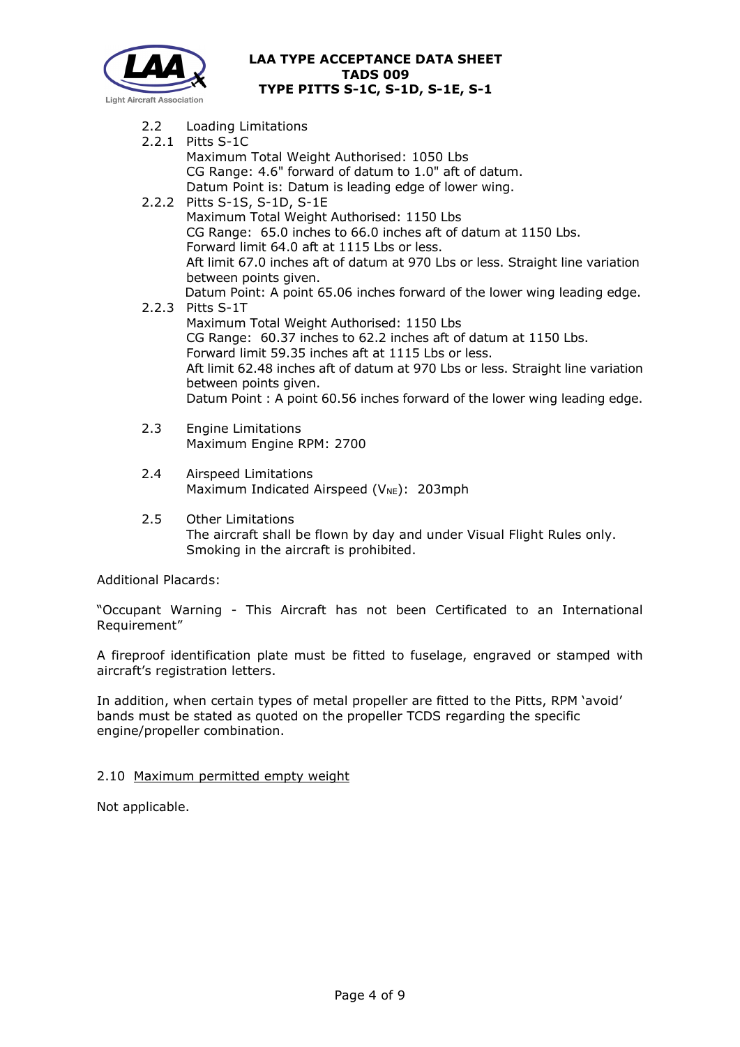2.2 Loading Limitations

2.2.1 Pitts S-1C
Maximum Total Weight Authorised: 1050 Lbs
CG Range: 4.6" forward of datum to 1.0" aft of datum.
Datum Point is: Datum is leading edge of lower wing.

2.2.2 Pitts S-1S, S-1D, S-1E
Maximum Total Weight Authorised: 1150 Lbs
CG Range: 65.0 inches to 66.0 inches aft of datum at 1150 Lbs.
Forward limit 64.0 aft at 1115 Lbs or less.
Aft limit 67.0 inches aft of datum at 970 Lbs or less. Straight line variation between points given.
Datum Point: A point 65.06 inches forward of the lower wing leading edge.

2.2.3 Pitts S-1T
Maximum Total Weight Authorised: 1150 Lbs
CG Range: 60.37 inches to 62.2 inches aft of datum at 1150 Lbs.
Forward limit 59.35 inches aft at 1115 Lbs or less.
Aft limit 62.48 inches aft of datum at 970 Lbs or less. Straight line variation between points given.
Datum Point : A point 60.56 inches forward of the lower wing leading edge.

2.3 Engine Limitations
Maximum Engine RPM: 2700

2.4 Airspeed Limitations
Maximum Indicated Airspeed ($V_{NE}$): 203mph

2.5 Other Limitations
The aircraft shall be flown by day and under Visual Flight Rules only.
Smoking in the aircraft is prohibited.

Additional Placards:

"Occupant Warning - This Aircraft has not been Certificated to an International Requirement"

A fireproof identification plate must be fitted to fuselage, engraved or stamped with aircraft's registration letters.

In addition, when certain types of metal propeller are fitted to the Pitts, RPM 'avoid' bands must be stated as quoted on the propeller TCDS regarding the specific engine/propeller combination.

2.10 Maximum permitted empty weight

Not applicable.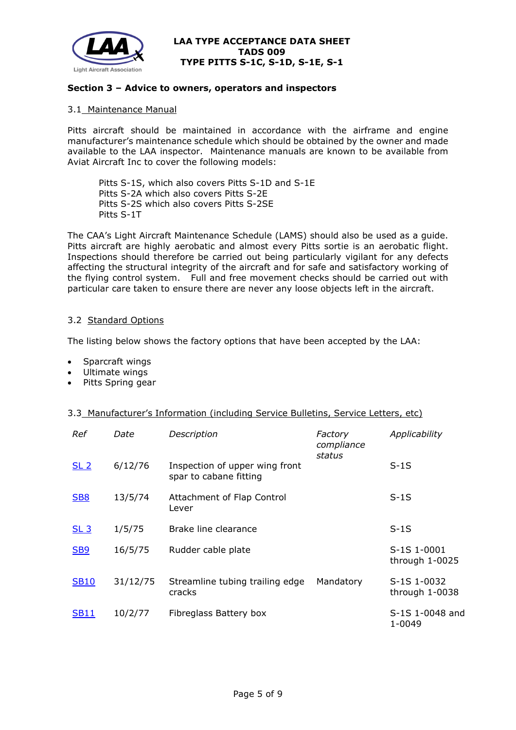**LAA TYPE ACCEPTANCE DATA SHEET**
**TADS 009**
**TYPE PITTS S-1C, S-1D, S-1E, S-1**

### Section 3 – Advice to owners, operators and inspectors

#### 3.1 Maintenance Manual

Pitts aircraft should be maintained in accordance with the airframe and engine manufacturer's maintenance schedule which should be obtained by the owner and made available to the LAA inspector. Maintenance manuals are known to be available from Aviat Aircraft Inc to cover the following models:

Pitts S-1S, which also covers Pitts S-1D and S-1E
Pitts S-2A which also covers Pitts S-2E
Pitts S-2S which also covers Pitts S-2SE
Pitts S-1T

The CAA's Light Aircraft Maintenance Schedule (LAMS) should also be used as a guide. Pitts aircraft are highly aerobatic and almost every Pitts sortie is an aerobatic flight. Inspections should therefore be carried out being particularly vigilant for any defects affecting the structural integrity of the aircraft and for safe and satisfactory working of the flying control system. Full and free movement checks should be carried out with particular care taken to ensure there are never any loose objects left in the aircraft.

#### 3.2 Standard Options

The listing below shows the factory options that have been accepted by the LAA:

- Sparcraft wings
- Ultimate wings
- Pitts Spring gear

#### 3.3 Manufacturer's Information (including Service Bulletins, Service Letters, etc)

| *Ref* | *Date* | *Description* | *Factory compliance status* | *Applicability* |
|---|---|---|---|---|
| SL 2 | 6/12/76 | Inspection of upper wing front spar to cabane fitting | | S-1S |
| SB8 | 13/5/74 | Attachment of Flap Control Lever | | S-1S |
| SL 3 | 1/5/75 | Brake line clearance | | S-1S |
| SB9 | 16/5/75 | Rudder cable plate | | S-1S 1-0001 through 1-0025 |
| SB10 | 31/12/75 | Streamline tubing trailing edge cracks | Mandatory | S-1S 1-0032 through 1-0038 |
| SB11 | 10/2/77 | Fibreglass Battery box | | S-1S 1-0048 and 1-0049 |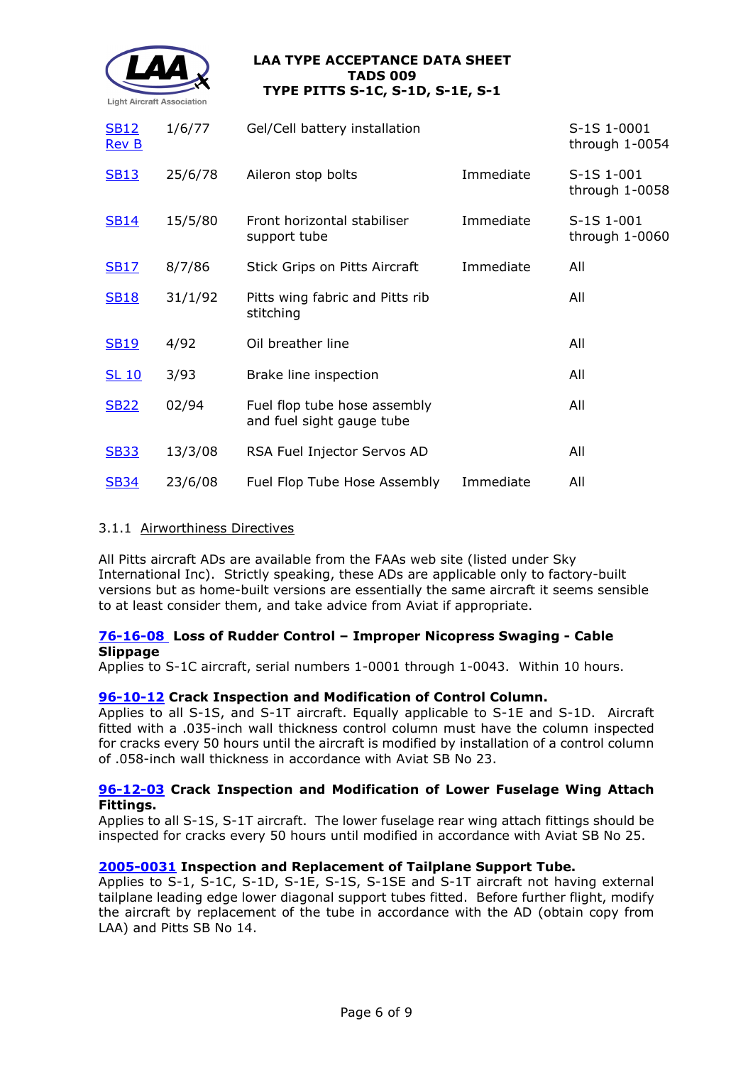| | | | | |
|---|---|---|---|---|
| SB12 Rev B | 1/6/77 | Gel/Cell battery installation | | S-1S 1-0001 through 1-0054 |
| SB13 | 25/6/78 | Aileron stop bolts | Immediate | S-1S 1-001 through 1-0058 |
| SB14 | 15/5/80 | Front horizontal stabiliser support tube | Immediate | S-1S 1-001 through 1-0060 |
| SB17 | 8/7/86 | Stick Grips on Pitts Aircraft | Immediate | All |
| SB18 | 31/1/92 | Pitts wing fabric and Pitts rib stitching | | All |
| SB19 | 4/92 | Oil breather line | | All |
| SL 10 | 3/93 | Brake line inspection | | All |
| SB22 | 02/94 | Fuel flop tube hose assembly and fuel sight gauge tube | | All |
| SB33 | 13/3/08 | RSA Fuel Injector Servos AD | | All |
| SB34 | 23/6/08 | Fuel Flop Tube Hose Assembly | Immediate | All |

### 3.1.1 Airworthiness Directives

All Pitts aircraft ADs are available from the FAAs web site (listed under Sky International Inc). Strictly speaking, these ADs are applicable only to factory-built versions but as home-built versions are essentially the same aircraft it seems sensible to at least consider them, and take advice from Aviat if appropriate.

**76-16-08 Loss of Rudder Control – Improper Nicopress Swaging - Cable Slippage**
Applies to S-1C aircraft, serial numbers 1-0001 through 1-0043. Within 10 hours.

**96-10-12 Crack Inspection and Modification of Control Column.**
Applies to all S-1S, and S-1T aircraft. Equally applicable to S-1E and S-1D. Aircraft fitted with a .035-inch wall thickness control column must have the column inspected for cracks every 50 hours until the aircraft is modified by installation of a control column of .058-inch wall thickness in accordance with Aviat SB No 23.

**96-12-03 Crack Inspection and Modification of Lower Fuselage Wing Attach Fittings.**
Applies to all S-1S, S-1T aircraft. The lower fuselage rear wing attach fittings should be inspected for cracks every 50 hours until modified in accordance with Aviat SB No 25.

**2005-0031 Inspection and Replacement of Tailplane Support Tube.**
Applies to S-1, S-1C, S-1D, S-1E, S-1S, S-1SE and S-1T aircraft not having external tailplane leading edge lower diagonal support tubes fitted. Before further flight, modify the aircraft by replacement of the tube in accordance with the AD (obtain copy from LAA) and Pitts SB No 14.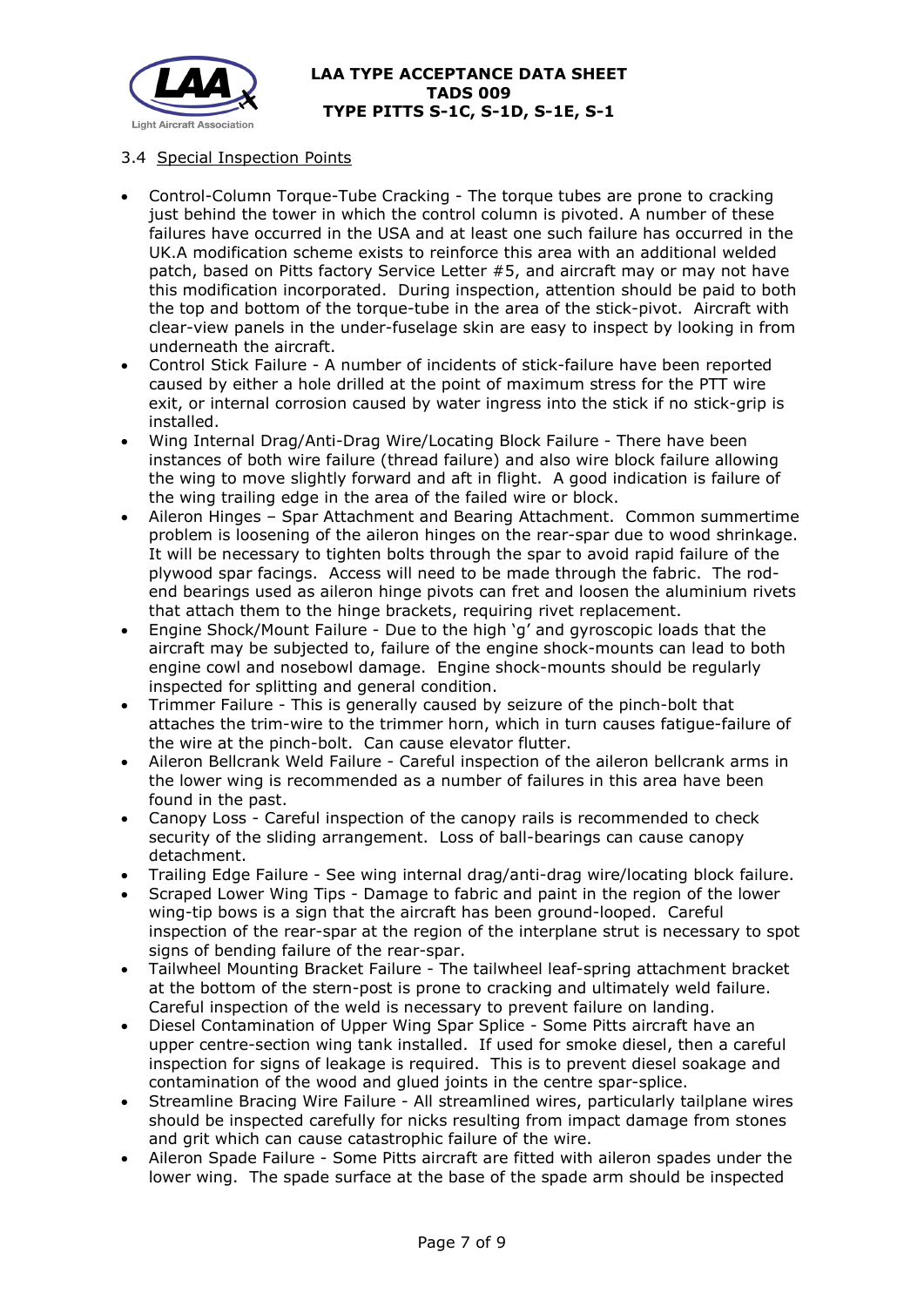### 3.4 Special Inspection Points

- Control-Column Torque-Tube Cracking - The torque tubes are prone to cracking just behind the tower in which the control column is pivoted. A number of these failures have occurred in the USA and at least one such failure has occurred in the UK.A modification scheme exists to reinforce this area with an additional welded patch, based on Pitts factory Service Letter #5, and aircraft may or may not have this modification incorporated. During inspection, attention should be paid to both the top and bottom of the torque-tube in the area of the stick-pivot. Aircraft with clear-view panels in the under-fuselage skin are easy to inspect by looking in from underneath the aircraft.
- Control Stick Failure - A number of incidents of stick-failure have been reported caused by either a hole drilled at the point of maximum stress for the PTT wire exit, or internal corrosion caused by water ingress into the stick if no stick-grip is installed.
- Wing Internal Drag/Anti-Drag Wire/Locating Block Failure - There have been instances of both wire failure (thread failure) and also wire block failure allowing the wing to move slightly forward and aft in flight. A good indication is failure of the wing trailing edge in the area of the failed wire or block.
- Aileron Hinges – Spar Attachment and Bearing Attachment. Common summertime problem is loosening of the aileron hinges on the rear-spar due to wood shrinkage. It will be necessary to tighten bolts through the spar to avoid rapid failure of the plywood spar facings. Access will need to be made through the fabric. The rod-end bearings used as aileron hinge pivots can fret and loosen the aluminium rivets that attach them to the hinge brackets, requiring rivet replacement.
- Engine Shock/Mount Failure - Due to the high 'g' and gyroscopic loads that the aircraft may be subjected to, failure of the engine shock-mounts can lead to both engine cowl and nosebowl damage. Engine shock-mounts should be regularly inspected for splitting and general condition.
- Trimmer Failure - This is generally caused by seizure of the pinch-bolt that attaches the trim-wire to the trimmer horn, which in turn causes fatigue-failure of the wire at the pinch-bolt. Can cause elevator flutter.
- Aileron Bellcrank Weld Failure - Careful inspection of the aileron bellcrank arms in the lower wing is recommended as a number of failures in this area have been found in the past.
- Canopy Loss - Careful inspection of the canopy rails is recommended to check security of the sliding arrangement. Loss of ball-bearings can cause canopy detachment.
- Trailing Edge Failure - See wing internal drag/anti-drag wire/locating block failure.
- Scraped Lower Wing Tips - Damage to fabric and paint in the region of the lower wing-tip bows is a sign that the aircraft has been ground-looped. Careful inspection of the rear-spar at the region of the interplane strut is necessary to spot signs of bending failure of the rear-spar.
- Tailwheel Mounting Bracket Failure - The tailwheel leaf-spring attachment bracket at the bottom of the stern-post is prone to cracking and ultimately weld failure. Careful inspection of the weld is necessary to prevent failure on landing.
- Diesel Contamination of Upper Wing Spar Splice - Some Pitts aircraft have an upper centre-section wing tank installed. If used for smoke diesel, then a careful inspection for signs of leakage is required. This is to prevent diesel soakage and contamination of the wood and glued joints in the centre spar-splice.
- Streamline Bracing Wire Failure - All streamlined wires, particularly tailplane wires should be inspected carefully for nicks resulting from impact damage from stones and grit which can cause catastrophic failure of the wire.
- Aileron Spade Failure - Some Pitts aircraft are fitted with aileron spades under the lower wing. The spade surface at the base of the spade arm should be inspected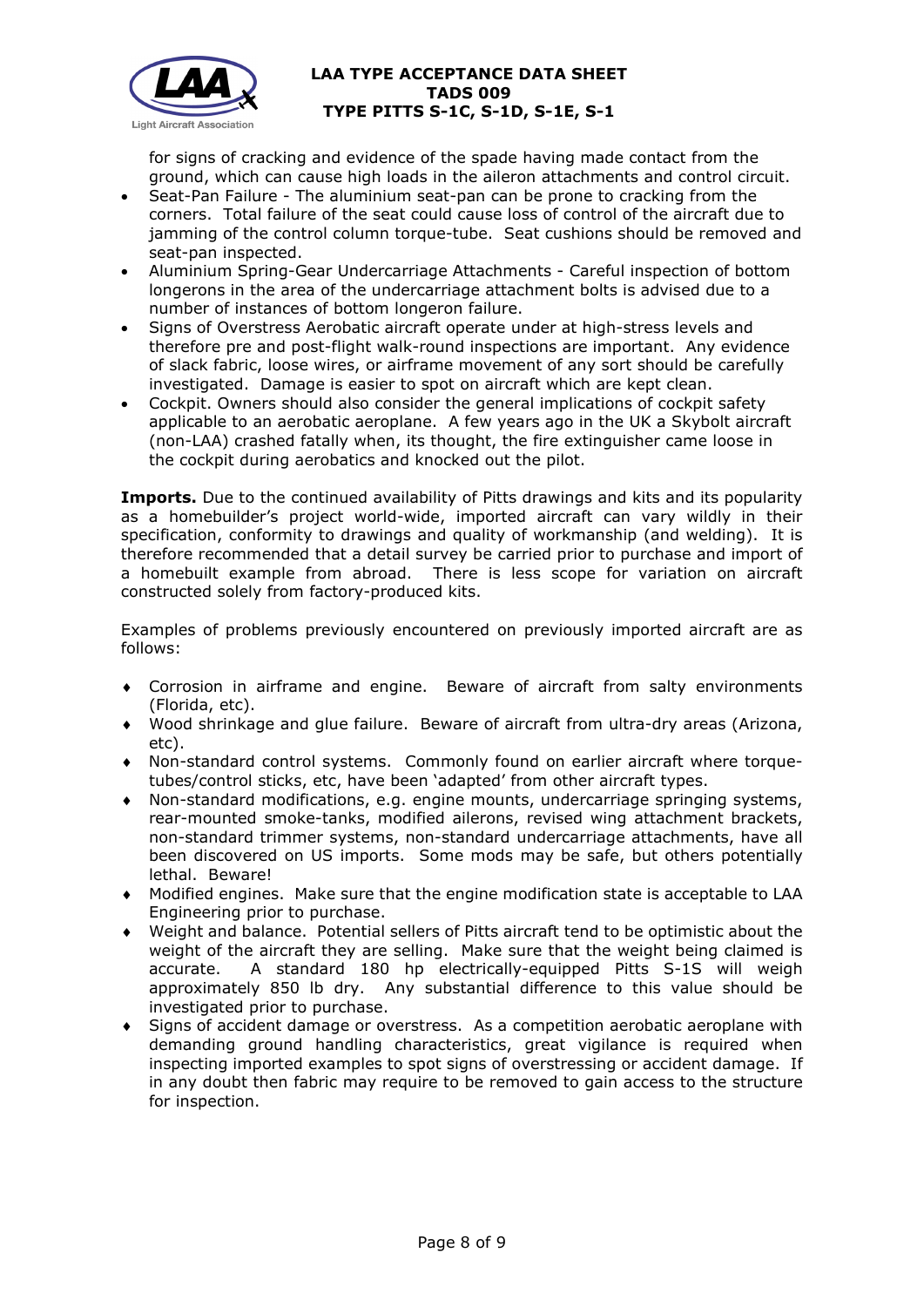for signs of cracking and evidence of the spade having made contact from the ground, which can cause high loads in the aileron attachments and control circuit.

- Seat-Pan Failure - The aluminium seat-pan can be prone to cracking from the corners. Total failure of the seat could cause loss of control of the aircraft due to jamming of the control column torque-tube. Seat cushions should be removed and seat-pan inspected.
- Aluminium Spring-Gear Undercarriage Attachments - Careful inspection of bottom longerons in the area of the undercarriage attachment bolts is advised due to a number of instances of bottom longeron failure.
- Signs of Overstress Aerobatic aircraft operate under at high-stress levels and therefore pre and post-flight walk-round inspections are important. Any evidence of slack fabric, loose wires, or airframe movement of any sort should be carefully investigated. Damage is easier to spot on aircraft which are kept clean.
- Cockpit. Owners should also consider the general implications of cockpit safety applicable to an aerobatic aeroplane. A few years ago in the UK a Skybolt aircraft (non-LAA) crashed fatally when, its thought, the fire extinguisher came loose in the cockpit during aerobatics and knocked out the pilot.

**Imports.** Due to the continued availability of Pitts drawings and kits and its popularity as a homebuilder's project world-wide, imported aircraft can vary wildly in their specification, conformity to drawings and quality of workmanship (and welding). It is therefore recommended that a detail survey be carried prior to purchase and import of a homebuilt example from abroad. There is less scope for variation on aircraft constructed solely from factory-produced kits.

Examples of problems previously encountered on previously imported aircraft are as follows:

- Corrosion in airframe and engine. Beware of aircraft from salty environments (Florida, etc).
- Wood shrinkage and glue failure. Beware of aircraft from ultra-dry areas (Arizona, etc).
- Non-standard control systems. Commonly found on earlier aircraft where torque-tubes/control sticks, etc, have been 'adapted' from other aircraft types.
- Non-standard modifications, e.g. engine mounts, undercarriage springing systems, rear-mounted smoke-tanks, modified ailerons, revised wing attachment brackets, non-standard trimmer systems, non-standard undercarriage attachments, have all been discovered on US imports. Some mods may be safe, but others potentially lethal. Beware!
- Modified engines. Make sure that the engine modification state is acceptable to LAA Engineering prior to purchase.
- Weight and balance. Potential sellers of Pitts aircraft tend to be optimistic about the weight of the aircraft they are selling. Make sure that the weight being claimed is accurate. A standard 180 hp electrically-equipped Pitts S-1S will weigh approximately 850 lb dry. Any substantial difference to this value should be investigated prior to purchase.
- Signs of accident damage or overstress. As a competition aerobatic aeroplane with demanding ground handling characteristics, great vigilance is required when inspecting imported examples to spot signs of overstressing or accident damage. If in any doubt then fabric may require to be removed to gain access to the structure for inspection.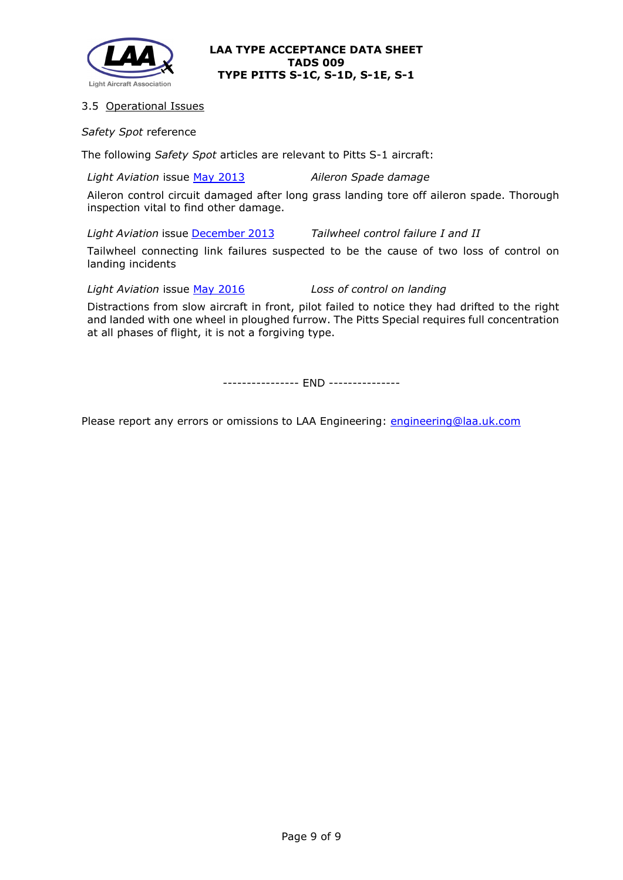### 3.5 Operational Issues

*Safety Spot* reference

The following *Safety Spot* articles are relevant to Pitts S-1 aircraft:

*Light Aviation* issue May 2013 — *Aileron Spade damage*

Aileron control circuit damaged after long grass landing tore off aileron spade. Thorough inspection vital to find other damage.

*Light Aviation* issue December 2013 — *Tailwheel control failure I and II*

Tailwheel connecting link failures suspected to be the cause of two loss of control on landing incidents

*Light Aviation* issue May 2016 — *Loss of control on landing*

Distractions from slow aircraft in front, pilot failed to notice they had drifted to the right and landed with one wheel in ploughed furrow. The Pitts Special requires full concentration at all phases of flight, it is not a forgiving type.

---------------- END ---------------

Please report any errors or omissions to LAA Engineering: engineering@laa.uk.com